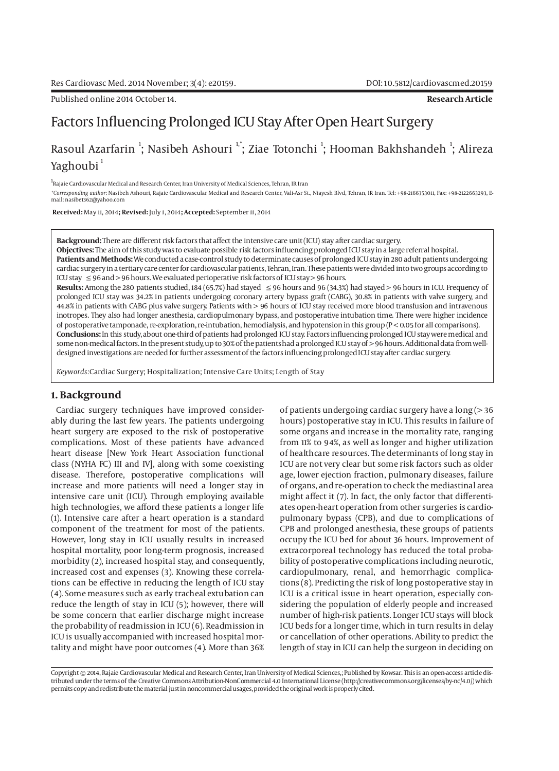Published online 2014 October 14.

**Research Article**

# Factors Influencing Prolonged ICU Stay After Open Heart Surgery

Rasoul Azarfarin [1]; Nasibeh Ashouri [1,*]; Ziae Totonchi [1]; Hooman Bakhshandeh [1]; Alireza Yaghoubi [1]

[1]Rajaie Cardiovascular Medical and Research Center, Iran University of Medical Sciences, Tehran, IR Iran

*Corresponding author: Nasibeh Ashouri, Rajaie Cardiovascular Medical and Research Center, Vali-Asr St., Niayesh Blvd, Tehran, IR Iran. Tel: +98-2166353011, Fax: +98-2122663293, E-mail: nasibe1362@yahoo.com

**Received:** May 11, 2014; **Revised:** July 1, 2014; **Accepted:** September 11, 2014

**Background:** There are different risk factors that affect the intensive care unit (ICU) stay after cardiac surgery.

**Objectives:** The aim of this study was to evaluate possible risk factors influencing prolonged ICU stay in a large referral hospital.

**Patients and Methods:** We conducted a case-control study to determinate causes of prolonged ICU stay in 280 adult patients undergoing cardiac surgery in a tertiary care center for cardiovascular patients, Tehran, Iran. These patients were divided into two groups according to ICU stay ≤ 96 and > 96 hours. We evaluated perioperative risk factors of ICU stay > 96 hours.

**Results:** Among the 280 patients studied, 184 (65.7%) had stayed ≤ 96 hours and 96 (34.3%) had stayed > 96 hours in ICU. Frequency of prolonged ICU stay was 34.2% in patients undergoing coronary artery bypass graft (CABG), 30.8% in patients with valve surgery, and 44.8% in patients with CABG plus valve surgery. Patients with > 96 hours of ICU stay received more blood transfusion and intravenous inotropes. They also had longer anesthesia, cardiopulmonary bypass, and postoperative intubation time. There were higher incidence of postoperative tamponade, re-exploration, re-intubation, hemodialysis, and hypotension in this group ($P < 0.05$ for all comparisons).

**Conclusions:** In this study, about one-third of patients had prolonged ICU stay. Factors influencing prolonged ICU stay were medical and some non-medical factors. In the present study, up to 30% of the patients had a prolonged ICU stay of > 96 hours. Additional data from well-designed investigations are needed for further assessment of the factors influencing prolonged ICU stay after cardiac surgery.

*Keywords:* Cardiac Surgery; Hospitalization; Intensive Care Units; Length of Stay

## 1. Background

Cardiac surgery techniques have improved considerably during the last few years. The patients undergoing heart surgery are exposed to the risk of postoperative complications. Most of these patients have advanced heart disease [New York Heart Association functional class (NYHA FC) III and IV], along with some coexisting disease. Therefore, postoperative complications will increase and more patients will need a longer stay in intensive care unit (ICU). Through employing available high technologies, we afford these patients a longer life (1). Intensive care after a heart operation is a standard component of the treatment for most of the patients. However, long stay in ICU usually results in increased hospital mortality, poor long-term prognosis, increased morbidity (2), increased hospital stay, and consequently, increased cost and expenses (3). Knowing these correlations can be effective in reducing the length of ICU stay (4). Some measures such as early tracheal extubation can reduce the length of stay in ICU (5); however, there will be some concern that earlier discharge might increase the probability of readmission in ICU (6). Readmission in ICU is usually accompanied with increased hospital mortality and might have poor outcomes (4). More than 36% of patients undergoing cardiac surgery have a long (> 36 hours) postoperative stay in ICU. This results in failure of some organs and increase in the mortality rate, ranging from 11% to 94%, as well as longer and higher utilization of healthcare resources. The determinants of long stay in ICU are not very clear but some risk factors such as older age, lower ejection fraction, pulmonary diseases, failure of organs, and re-operation to check the mediastinal area might affect it (7). In fact, the only factor that differentiates open-heart operation from other surgeries is cardiopulmonary bypass (CPB), and due to complications of CPB and prolonged anesthesia, these groups of patients occupy the ICU bed for about 36 hours. Improvement of extracorporeal technology has reduced the total probability of postoperative complications including neurotic, cardiopulmonary, renal, and hemorrhagic complications (8). Predicting the risk of long postoperative stay in ICU is a critical issue in heart operation, especially considering the population of elderly people and increased number of high-risk patients. Longer ICU stays will block ICU beds for a longer time, which in turn results in delay or cancellation of other operations. Ability to predict the length of stay in ICU can help the surgeon in deciding on

Copyright © 2014, Rajaie Cardiovascular Medical and Research Center, Iran University of Medical Sciences,; Published by Kowsar. This is an open-access article distributed under the terms of the Creative Commons Attribution-NonCommercial 4.0 International License (http://creativecommons.org/licenses/by-nc/4.0/) which permits copy and redistribute the material just in noncommercial usages, provided the original work is properly cited.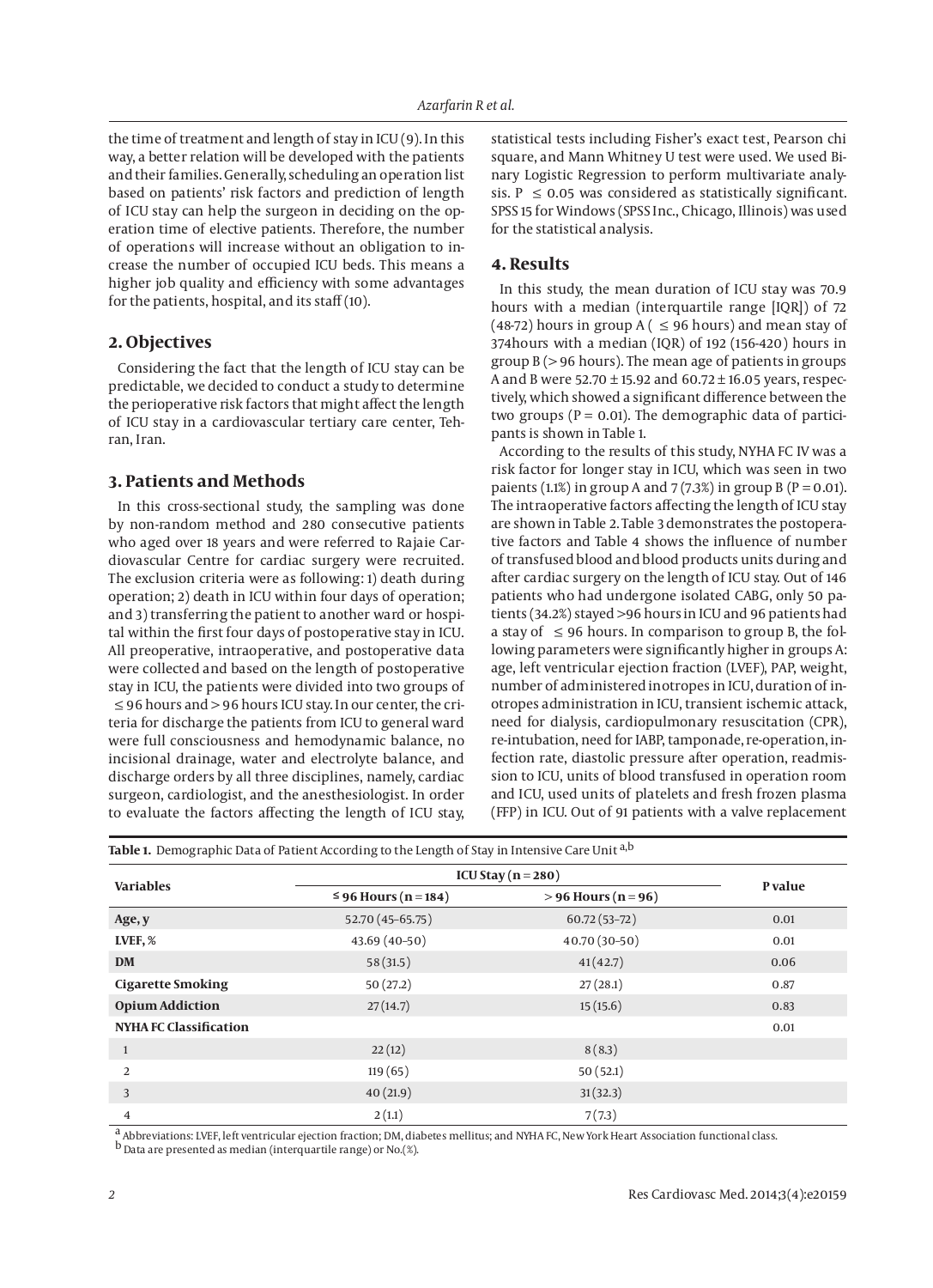the time of treatment and length of stay in ICU (9). In this way, a better relation will be developed with the patients and their families. Generally, scheduling an operation list based on patients' risk factors and prediction of length of ICU stay can help the surgeon in deciding on the operation time of elective patients. Therefore, the number of operations will increase without an obligation to increase the number of occupied ICU beds. This means a higher job quality and efficiency with some advantages for the patients, hospital, and its staff (10).

## 2. Objectives

Considering the fact that the length of ICU stay can be predictable, we decided to conduct a study to determine the perioperative risk factors that might affect the length of ICU stay in a cardiovascular tertiary care center, Tehran, Iran.

## 3. Patients and Methods

In this cross-sectional study, the sampling was done by non-random method and 280 consecutive patients who aged over 18 years and were referred to Rajaie Cardiovascular Centre for cardiac surgery were recruited. The exclusion criteria were as following: 1) death during operation; 2) death in ICU within four days of operation; and 3) transferring the patient to another ward or hospital within the first four days of postoperative stay in ICU. All preoperative, intraoperative, and postoperative data were collected and based on the length of postoperative stay in ICU, the patients were divided into two groups of ≤ 96 hours and > 96 hours ICU stay. In our center, the criteria for discharge the patients from ICU to general ward were full consciousness and hemodynamic balance, no incisional drainage, water and electrolyte balance, and discharge orders by all three disciplines, namely, cardiac surgeon, cardiologist, and the anesthesiologist. In order to evaluate the factors affecting the length of ICU stay, statistical tests including Fisher's exact test, Pearson chi square, and Mann Whitney U test were used. We used Binary Logistic Regression to perform multivariate analysis. $P \leq 0.05$ was considered as statistically significant. SPSS 15 for Windows (SPSS Inc., Chicago, Illinois) was used for the statistical analysis.

## 4. Results

In this study, the mean duration of ICU stay was 70.9 hours with a median (interquartile range [IQR]) of 72 (48-72) hours in group A ( ≤ 96 hours) and mean stay of 374hours with a median (IQR) of 192 (156-420) hours in group B (> 96 hours). The mean age of patients in groups A and B were 52.70 ± 15.92 and 60.72 ± 16.05 years, respectively, which showed a significant difference between the two groups ($P = 0.01$). The demographic data of participants is shown in Table 1.

According to the results of this study, NYHA FC IV was a risk factor for longer stay in ICU, which was seen in two paients (1.1%) in group A and 7 (7.3%) in group B ($P = 0.01$). The intraoperative factors affecting the length of ICU stay are shown in Table 2. Table 3 demonstrates the postoperative factors and Table 4 shows the influence of number of transfused blood and blood products units during and after cardiac surgery on the length of ICU stay. Out of 146 patients who had undergone isolated CABG, only 50 patients (34.2%) stayed >96 hours in ICU and 96 patients had a stay of ≤ 96 hours. In comparison to group B, the following parameters were significantly higher in groups A: age, left ventricular ejection fraction (LVEF), PAP, weight, number of administered inotropes in ICU, duration of inotropes administration in ICU, transient ischemic attack, need for dialysis, cardiopulmonary resuscitation (CPR), re-intubation, need for IABP, tamponade, re-operation, infection rate, diastolic pressure after operation, readmission to ICU, units of blood transfused in operation room and ICU, used units of platelets and fresh frozen plasma (FFP) in ICU. Out of 91 patients with a valve replacement

**Table 1.** Demographic Data of Patient According to the Length of Stay in Intensive Care Unit [a,b]

| Variables | ICU Stay (n = 280) | | P value |
|---|---|---|---|
| | ≤ 96 Hours (n = 184) | > 96 Hours (n = 96) | |
| **Age, y** | 52.70 (45-65.75) | 60.72 (53-72) | 0.01 |
| **LVEF, %** | 43.69 (40-50) | 40.70 (30-50) | 0.01 |
| **DM** | 58 (31.5) | 41 (42.7) | 0.06 |
| **Cigarette Smoking** | 50 (27.2) | 27 (28.1) | 0.87 |
| **Opium Addiction** | 27 (14.7) | 15 (15.6) | 0.83 |
| **NYHA FC Classification** | | | 0.01 |
| 1 | 22 (12) | 8 (8.3) | |
| 2 | 119 (65) | 50 (52.1) | |
| 3 | 40 (21.9) | 31 (32.3) | |
| 4 | 2 (1.1) | 7 (7.3) | |

[a] Abbreviations: LVEF, left ventricular ejection fraction; DM, diabetes mellitus; and NYHA FC, New York Heart Association functional class.
[b] Data are presented as median (interquartile range) or No. (%).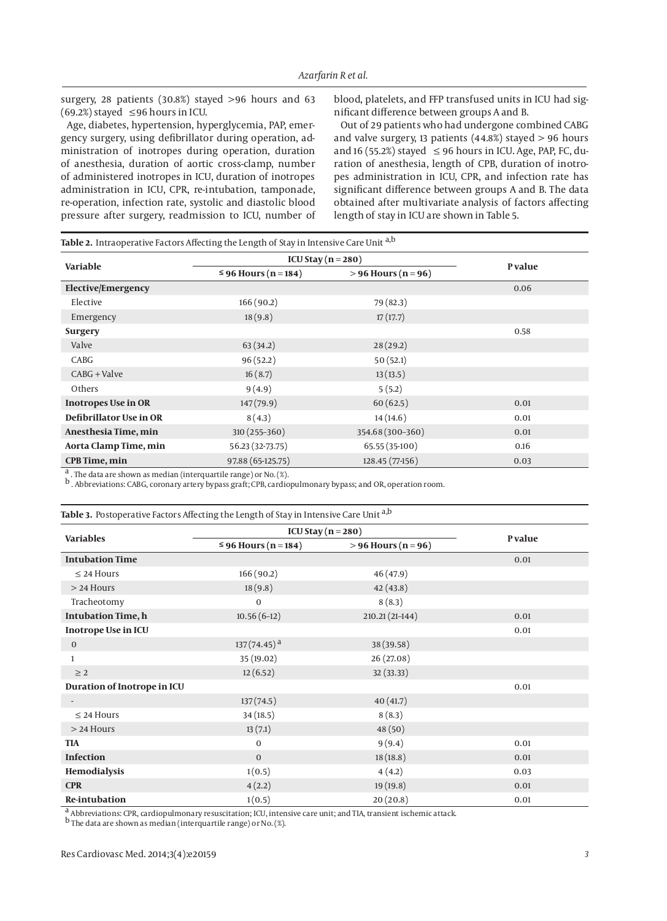surgery, 28 patients (30.8%) stayed >96 hours and 63 (69.2%) stayed ≤96 hours in ICU.

Age, diabetes, hypertension, hyperglycemia, PAP, emergency surgery, using defibrillator during operation, administration of inotropes during operation, duration of anesthesia, duration of aortic cross-clamp, number of administered inotropes in ICU, duration of inotropes administration in ICU, CPR, re-intubation, tamponade, re-operation, infection rate, systolic and diastolic blood pressure after surgery, readmission to ICU, number of blood, platelets, and FFP transfused units in ICU had significant difference between groups A and B.

Out of 29 patients who had undergone combined CABG and valve surgery, 13 patients (44.8%) stayed > 96 hours and 16 (55.2%) stayed ≤ 96 hours in ICU. Age, PAP, FC, duration of anesthesia, length of CPB, duration of inotropes administration in ICU, CPR, and infection rate has significant difference between groups A and B. The data obtained after multivariate analysis of factors affecting length of stay in ICU are shown in Table 5.

**Table 2.** Intraoperative Factors Affecting the Length of Stay in Intensive Care Unit [a,b]

| Variable | ICU Stay (n = 280) | | P value |
|---|---|---|---|
| | ≤ 96 Hours (n = 184) | > 96 Hours (n = 96) | |
| **Elective/Emergency** | | | 0.06 |
| Elective | 166 (90.2) | 79 (82.3) | |
| Emergency | 18 (9.8) | 17 (17.7) | |
| **Surgery** | | | 0.58 |
| Valve | 63 (34.2) | 28 (29.2) | |
| CABG | 96 (52.2) | 50 (52.1) | |
| CABG + Valve | 16 (8.7) | 13 (13.5) | |
| Others | 9 (4.9) | 5 (5.2) | |
| **Inotropes Use in OR** | 147 (79.9) | 60 (62.5) | 0.01 |
| **Defibrillator Use in OR** | 8 (4.3) | 14 (14.6) | 0.01 |
| **Anesthesia Time, min** | 310 (255-360) | 354.68 (300-360) | 0.01 |
| **Aorta Clamp Time, min** | 56.23 (32-73.75) | 65.55 (35-100) | 0.16 |
| **CPB Time, min** | 97.88 (65-125.75) | 128.45 (77-156) | 0.03 |

[a]. The data are shown as median (interquartile range) or No. (%).
[b]. Abbreviations: CABG, coronary artery bypass graft; CPB, cardiopulmonary bypass; and OR, operation room.

**Table 3.** Postoperative Factors Affecting the Length of Stay in Intensive Care Unit [a,b]

| Variables | ICU Stay (n = 280) | | P value |
|---|---|---|---|
| | ≤ 96 Hours (n = 184) | > 96 Hours (n = 96) | |
| **Intubation Time** | | | 0.01 |
| ≤ 24 Hours | 166 (90.2) | 46 (47.9) | |
| > 24 Hours | 18 (9.8) | 42 (43.8) | |
| Tracheotomy | 0 | 8 (8.3) | |
| **Intubation Time, h** | 10.56 (6-12) | 210.21 (21-144) | 0.01 |
| **Inotrope Use in ICU** | | | 0.01 |
| 0 | 137 (74.45) [a] | 38 (39.58) | |
| 1 | 35 (19.02) | 26 (27.08) | |
| ≥ 2 | 12 (6.52) | 32 (33.33) | |
| **Duration of Inotrope in ICU** | | | 0.01 |
| - | 137 (74.5) | 40 (41.7) | |
| ≤ 24 Hours | 34 (18.5) | 8 (8.3) | |
| > 24 Hours | 13 (7.1) | 48 (50) | |
| **TIA** | 0 | 9 (9.4) | 0.01 |
| **Infection** | 0 | 18 (18.8) | 0.01 |
| **Hemodialysis** | 1 (0.5) | 4 (4.2) | 0.03 |
| **CPR** | 4 (2.2) | 19 (19.8) | 0.01 |
| **Re-intubation** | 1 (0.5) | 20 (20.8) | 0.01 |

[a] Abbreviations: CPR, cardiopulmonary resuscitation; ICU, intensive care unit; and TIA, transient ischemic attack.
[b] The data are shown as median (interquartile range) or No. (%).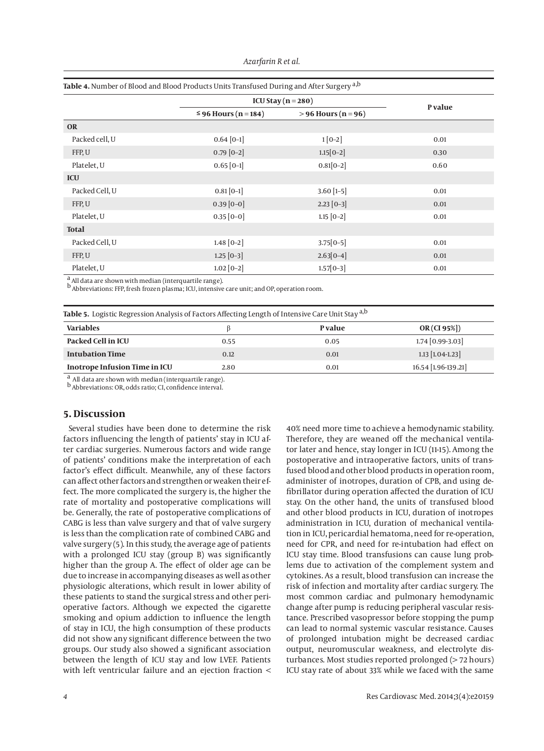**Table 4.** Number of Blood and Blood Products Units Transfused During and After Surgery [a,b]

| | ICU Stay (n = 280) | | P value |
|---|---|---|---|
| | ≤ 96 Hours (n = 184) | > 96 Hours (n = 96) | |
| **OR** | | | |
| Packed cell, U | 0.64 [0–1] | 1 [0–2] | 0.01 |
| FFP, U | 0.79 [0–2] | 1.15[0–2] | 0.30 |
| Platelet, U | 0.65 [0–1] | 0.81[0–2] | 0.60 |
| **ICU** | | | |
| Packed Cell, U | 0.81 [0–1] | 3.60 [1–5] | 0.01 |
| FFP, U | 0.39 [0–0] | 2.23 [0–3] | 0.01 |
| Platelet, U | 0.35 [0–0] | 1.15 [0–2] | 0.01 |
| **Total** | | | |
| Packed Cell, U | 1.48 [0–2] | 3.75[0–5] | 0.01 |
| FFP, U | 1.25 [0–3] | 2.63[0–4] | 0.01 |
| Platelet, U | 1.02 [0–2] | 1.57[0–3] | 0.01 |

[a] All data are shown with median (interquartile range).
[b] Abbreviations: FFP, fresh frozen plasma; ICU, intensive care unit; and OP, operation room.

**Table 5.** Logistic Regression Analysis of Factors Affecting Length of Intensive Care Unit Stay [a,b]

| Variables | β | P value | OR (CI 95%]) |
|---|---|---|---|
| **Packed Cell in ICU** | 0.55 | 0.05 | 1.74 [0.99-3.03] |
| **Intubation Time** | 0.12 | 0.01 | 1.13 [1.04-1.23] |
| **Inotrope Infusion Time in ICU** | 2.80 | 0.01 | 16.54 [1.96-139.21] |

[a] All data are shown with median (interquartile range).
[b] Abbreviations: OR, odds ratio; CI, confidence interval.

## 5. Discussion

Several studies have been done to determine the risk factors influencing the length of patients' stay in ICU after cardiac surgeries. Numerous factors and wide range of patients' conditions make the interpretation of each factor's effect difficult. Meanwhile, any of these factors can affect other factors and strengthen or weaken their effect. The more complicated the surgery is, the higher the rate of mortality and postoperative complications will be. Generally, the rate of postoperative complications of CABG is less than valve surgery and that of valve surgery is less than the complication rate of combined CABG and valve surgery (5). In this study, the average age of patients with a prolonged ICU stay (group B) was significantly higher than the group A. The effect of older age can be due to increase in accompanying diseases as well as other physiologic alterations, which result in lower ability of these patients to stand the surgical stress and other perioperative factors. Although we expected the cigarette smoking and opium addiction to influence the length of stay in ICU, the high consumption of these products did not show any significant difference between the two groups. Our study also showed a significant association between the length of ICU stay and low LVEF. Patients with left ventricular failure and an ejection fraction < 40% need more time to achieve a hemodynamic stability. Therefore, they are weaned off the mechanical ventilator later and hence, stay longer in ICU (11-15). Among the postoperative and intraoperative factors, units of transfused blood and other blood products in operation room, administer of inotropes, duration of CPB, and using defibrillator during operation affected the duration of ICU stay. On the other hand, the units of transfused blood and other blood products in ICU, duration of inotropes administration in ICU, duration of the mechanical ventilation in ICU, pericardial hematoma, need for re-operation, need for CPR, and need for re-intubation had effect on ICU stay time. Blood transfusions can cause lung problems due to activation of the complement system and cytokines. As a result, blood transfusion can increase the risk of infection and mortality after cardiac surgery. The most common cardiac and pulmonary hemodynamic change after pump is reducing peripheral vascular resistance. Prescribed vasopressor before stopping the pump can lead to normal systemic vascular resistance. Causes of prolonged intubation might be decreased cardiac output, neuromuscular weakness, and electrolyte disturbances. Most studies reported prolonged (> 72 hours) ICU stay rate of about 33% while we faced with the same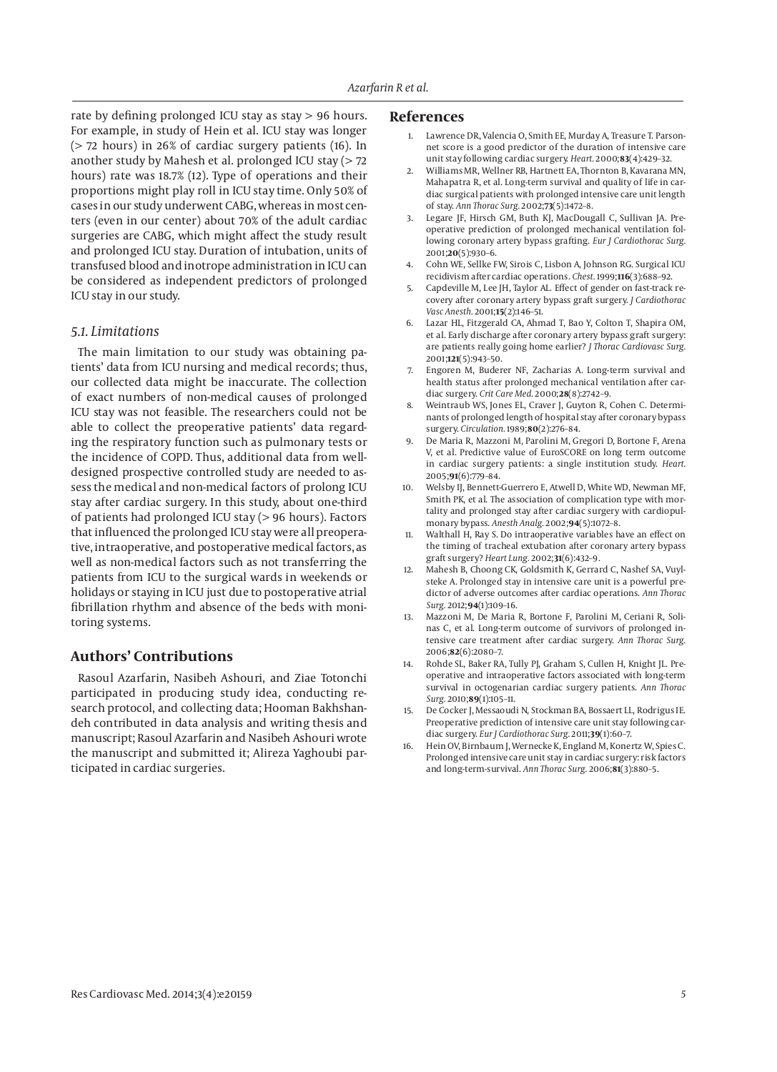rate by defining prolonged ICU stay as stay > 96 hours. For example, in study of Hein et al. ICU stay was longer (> 72 hours) in 26% of cardiac surgery patients (16). In another study by Mahesh et al. prolonged ICU stay (> 72 hours) rate was 18.7% (12). Type of operations and their proportions might play roll in ICU stay time. Only 50% of cases in our study underwent CABG, whereas in most centers (even in our center) about 70% of the adult cardiac surgeries are CABG, which might affect the study result and prolonged ICU stay. Duration of intubation, units of transfused blood and inotrope administration in ICU can be considered as independent predictors of prolonged ICU stay in our study.

### 5.1. Limitations

The main limitation to our study was obtaining patients' data from ICU nursing and medical records; thus, our collected data might be inaccurate. The collection of exact numbers of non-medical causes of prolonged ICU stay was not feasible. The researchers could not be able to collect the preoperative patients' data regarding the respiratory function such as pulmonary tests or the incidence of COPD. Thus, additional data from well-designed prospective controlled study are needed to assess the medical and non-medical factors of prolong ICU stay after cardiac surgery. In this study, about one-third of patients had prolonged ICU stay (> 96 hours). Factors that influenced the prolonged ICU stay were all preoperative, intraoperative, and postoperative medical factors, as well as non-medical factors such as not transferring the patients from ICU to the surgical wards in weekends or holidays or staying in ICU just due to postoperative atrial fibrillation rhythm and absence of the beds with monitoring systems.

## Authors' Contributions

Rasoul Azarfarin, Nasibeh Ashouri, and Ziae Totonchi participated in producing study idea, conducting research protocol, and collecting data; Hooman Bakhshandeh contributed in data analysis and writing thesis and manuscript; Rasoul Azarfarin and Nasibeh Ashouri wrote the manuscript and submitted it; Alireza Yaghoubi participated in cardiac surgeries.

## References

1. Lawrence DR, Valencia O, Smith EE, Murday A, Treasure T. Parsonnet score is a good predictor of the duration of intensive care unit stay following cardiac surgery. *Heart.* 2000;**83**(4):429–32.
2. Williams MR, Wellner RB, Hartnett EA, Thornton B, Kavarana MN, Mahapatra R, et al. Long-term survival and quality of life in cardiac surgical patients with prolonged intensive care unit length of stay. *Ann Thorac Surg.* 2002;**73**(5):1472–8.
3. Legare JF, Hirsch GM, Buth KJ, MacDougall C, Sullivan JA. Preoperative prediction of prolonged mechanical ventilation following coronary artery bypass grafting. *Eur J Cardiothorac Surg.* 2001;**20**(5):930–6.
4. Cohn WE, Sellke FW, Sirois C, Lisbon A, Johnson RG. Surgical ICU recidivism after cardiac operations. *Chest.* 1999;**116**(3):688–92.
5. Capdeville M, Lee JH, Taylor AL. Effect of gender on fast-track recovery after coronary artery bypass graft surgery. *J Cardiothorac Vasc Anesth.* 2001;**15**(2):146–51.
6. Lazar HL, Fitzgerald CA, Ahmad T, Bao Y, Colton T, Shapira OM, et al. Early discharge after coronary artery bypass graft surgery: are patients really going home earlier? *J Thorac Cardiovasc Surg.* 2001;**121**(5):943–50.
7. Engoren M, Buderer NF, Zacharias A. Long-term survival and health status after prolonged mechanical ventilation after cardiac surgery. *Crit Care Med.* 2000;**28**(8):2742–9.
8. Weintraub WS, Jones EL, Craver J, Guyton R, Cohen C. Determinants of prolonged length of hospital stay after coronary bypass surgery. *Circulation.* 1989;**80**(2):276–84.
9. De Maria R, Mazzoni M, Parolini M, Gregori D, Bortone F, Arena V, et al. Predictive value of EuroSCORE on long term outcome in cardiac surgery patients: a single institution study. *Heart.* 2005;**91**(6):779–84.
10. Welsby IJ, Bennett-Guerrero E, Atwell D, White WD, Newman MF, Smith PK, et al. The association of complication type with mortality and prolonged stay after cardiac surgery with cardiopulmonary bypass. *Anesth Analg.* 2002;**94**(5):1072–8.
11. Walthall H, Ray S. Do intraoperative variables have an effect on the timing of tracheal extubation after coronary artery bypass graft surgery? *Heart Lung.* 2002;**31**(6):432–9.
12. Mahesh B, Choong CK, Goldsmith K, Gerrard C, Nashef SA, Vuylsteke A. Prolonged stay in intensive care unit is a powerful predictor of adverse outcomes after cardiac operations. *Ann Thorac Surg.* 2012;**94**(1):109–16.
13. Mazzoni M, De Maria R, Bortone F, Parolini M, Ceriani R, Solinas C, et al. Long-term outcome of survivors of prolonged intensive care treatment after cardiac surgery. *Ann Thorac Surg.* 2006;**82**(6):2080–7.
14. Rohde SL, Baker RA, Tully PJ, Graham S, Cullen H, Knight JL. Preoperative and intraoperative factors associated with long-term survival in octogenarian cardiac surgery patients. *Ann Thorac Surg.* 2010;**89**(1):105–11.
15. De Cocker J, Messaoudi N, Stockman BA, Bossaert LL, Rodrigus IE. Preoperative prediction of intensive care unit stay following cardiac surgery. *Eur J Cardiothorac Surg.* 2011;**39**(1):60–7.
16. Hein OV, Birnbaum J, Wernecke K, England M, Konertz W, Spies C. Prolonged intensive care unit stay in cardiac surgery: risk factors and long-term-survival. *Ann Thorac Surg.* 2006;**81**(3):880–5.